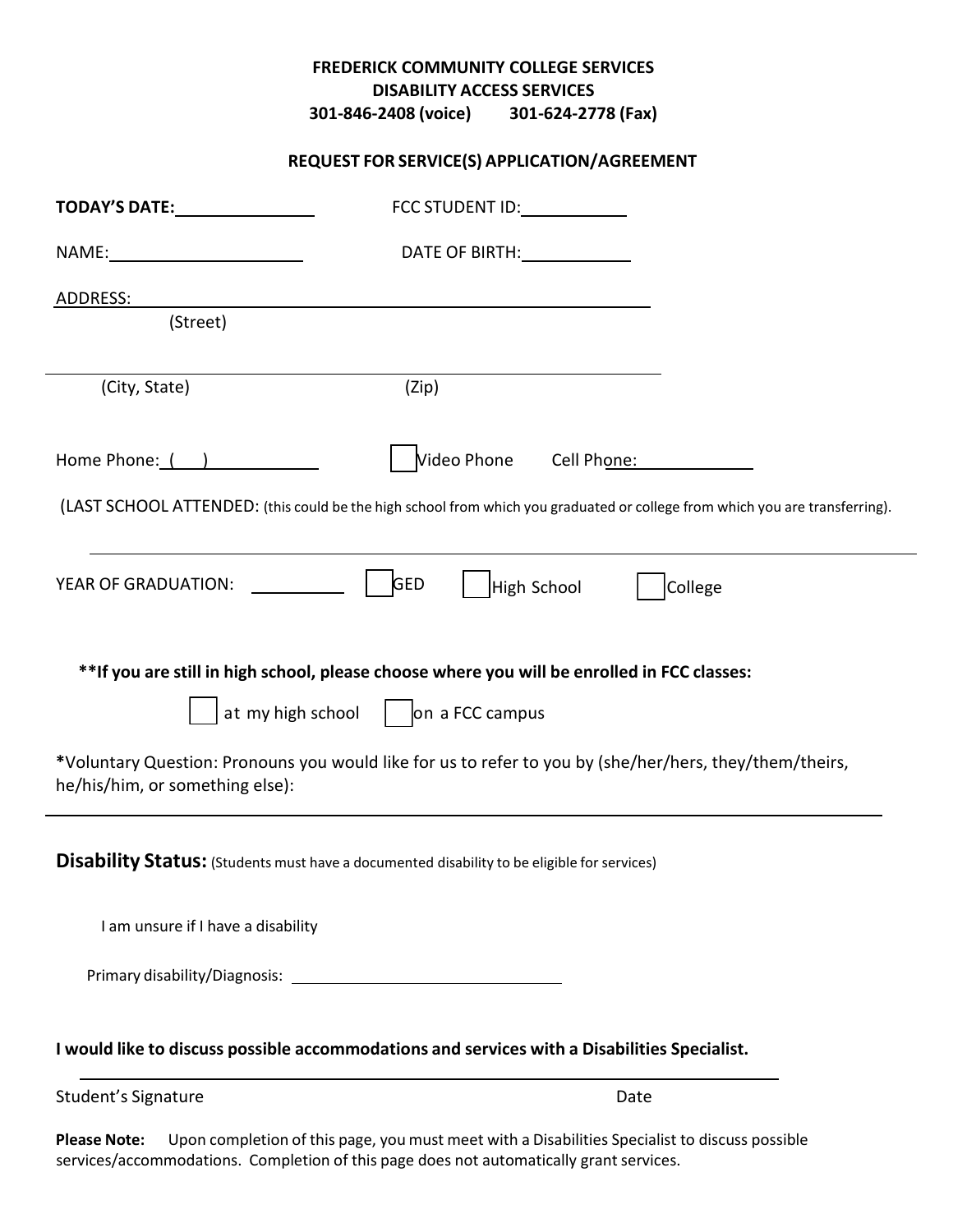**FREDERICK COMMUNITY COLLEGE SERVICES**
**DISABILITY ACCESS SERVICES**
**301-846-2408 (voice) 301-624-2778 (Fax)**

**REQUEST FOR SERVICE(S) APPLICATION/AGREEMENT**

**TODAY'S DATE:**\_\_\_\_\_\_\_\_\_\_\_\_\_\_ FCC STUDENT ID:\_\_\_\_\_\_\_\_\_\_\_

NAME:\_\_\_\_\_\_\_\_\_\_\_\_\_\_\_\_\_\_\_\_ DATE OF BIRTH:\_\_\_\_\_\_\_\_\_\_\_

ADDRESS: \_\_\_\_\_\_\_\_\_\_\_\_\_\_\_\_\_\_\_\_\_\_\_\_\_\_\_\_\_\_\_\_\_\_\_\_\_\_\_\_\_\_\_\_
(Street)

\_\_\_\_\_\_\_\_\_\_\_\_\_\_\_\_\_\_\_\_\_\_\_\_\_\_\_\_\_\_\_\_\_\_\_\_\_\_\_\_\_\_\_\_\_\_\_\_\_\_\_\_
(City, State) (Zip)

Home Phone: ( ) \_\_\_\_\_\_\_\_\_\_ ☐ Video Phone Cell Phone:\_\_\_\_\_\_\_\_\_\_\_\_

(LAST SCHOOL ATTENDED: (this could be the high school from which you graduated or college from which you are transferring).

\_\_\_\_\_\_\_\_\_\_\_\_\_\_\_\_\_\_\_\_\_\_\_\_\_\_\_\_\_\_\_\_\_\_\_\_\_\_\_\_\_\_\_\_\_\_\_\_\_\_\_\_\_\_\_\_

YEAR OF GRADUATION: \_\_\_\_\_\_\_\_\_ ☐ GED ☐ High School ☐ College

**\*\*If you are still in high school, please choose where you will be enrolled in FCC classes:**

☐ at my high school ☐ on a FCC campus

**\***Voluntary Question: Pronouns you would like for us to refer to you by (she/her/hers, they/them/theirs, he/his/him, or something else):

\_\_\_\_\_\_\_\_\_\_\_\_\_\_\_\_\_\_\_\_\_\_\_\_\_\_\_\_\_\_\_\_\_\_\_\_\_\_\_\_\_\_\_\_\_\_\_\_\_\_\_\_\_\_\_\_

**Disability Status:** (Students must have a documented disability to be eligible for services)

I am unsure if I have a disability

Primary disability/Diagnosis: \_\_\_\_\_\_\_\_\_\_\_\_\_\_\_\_\_\_\_\_\_\_\_\_\_\_\_\_\_

**I would like to discuss possible accommodations and services with a Disabilities Specialist.**

\_\_\_\_\_\_\_\_\_\_\_\_\_\_\_\_\_\_\_\_\_\_\_\_\_\_\_\_\_\_\_\_\_\_\_\_\_\_\_\_\_\_\_\_\_\_\_\_\_\_\_\_
Student's Signature Date

**Please Note:** Upon completion of this page, you must meet with a Disabilities Specialist to discuss possible services/accommodations. Completion of this page does not automatically grant services.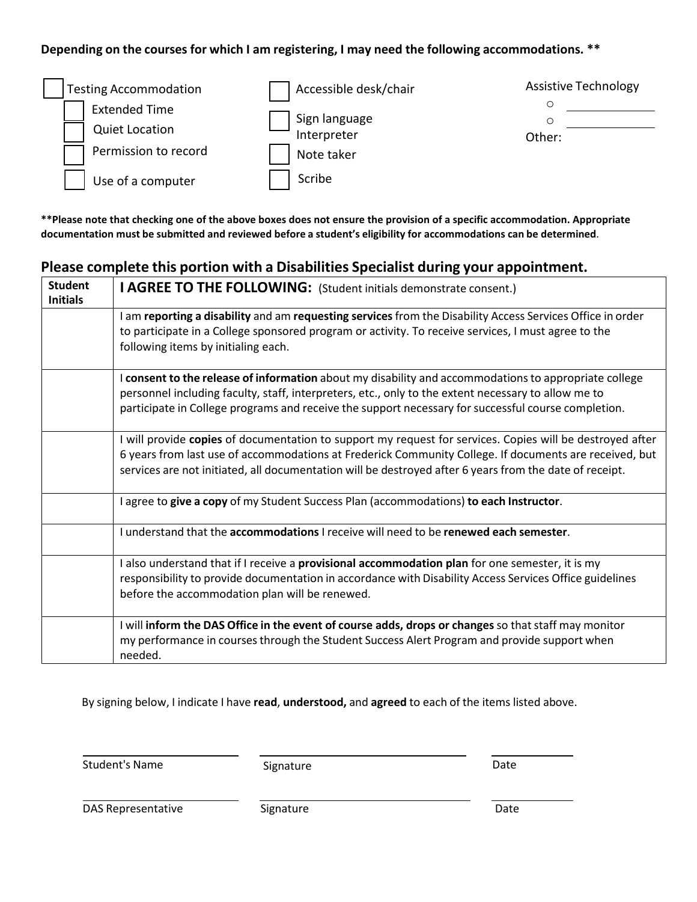**Depending on the courses for which I am registering, I may need the following accommodations. ****

- ☐ Testing Accommodation
  - ☐ Extended Time
  - ☐ Quiet Location
  - ☐ Permission to record
  - ☐ Use of a computer
- ☐ Accessible desk/chair
- ☐ Sign language Interpreter
- ☐ Note taker
- ☐ Scribe

Assistive Technology

- ○ ____________
- ○ ____________

Other:

****Please note that checking one of the above boxes does not ensure the provision of a specific accommodation. Appropriate documentation must be submitted and reviewed before a student's eligibility for accommodations can be determined**.

## Please complete this portion with a Disabilities Specialist during your appointment.

| Student Initials | **I AGREE TO THE FOLLOWING:** (Student initials demonstrate consent.) |
| --- | --- |
| | I am **reporting a disability** and am **requesting services** from the Disability Access Services Office in order to participate in a College sponsored program or activity. To receive services, I must agree to the following items by initialing each. |
| | I **consent to the release of information** about my disability and accommodations to appropriate college personnel including faculty, staff, interpreters, etc., only to the extent necessary to allow me to participate in College programs and receive the support necessary for successful course completion. |
| | I will provide **copies** of documentation to support my request for services. Copies will be destroyed after 6 years from last use of accommodations at Frederick Community College. If documents are received, but services are not initiated, all documentation will be destroyed after 6 years from the date of receipt. |
| | I agree to **give a copy** of my Student Success Plan (accommodations) **to each Instructor**. |
| | I understand that the **accommodations** I receive will need to be **renewed each semester**. |
| | I also understand that if I receive a **provisional accommodation plan** for one semester, it is my responsibility to provide documentation in accordance with Disability Access Services Office guidelines before the accommodation plan will be renewed. |
| | I will **inform the DAS Office in the event of course adds, drops or changes** so that staff may monitor my performance in courses through the Student Success Alert Program and provide support when needed. |

By signing below, I indicate I have **read**, **understood,** and **agreed** to each of the items listed above.

| Student's Name | Signature | Date |
| --- | --- | --- |
| DAS Representative | Signature | Date |